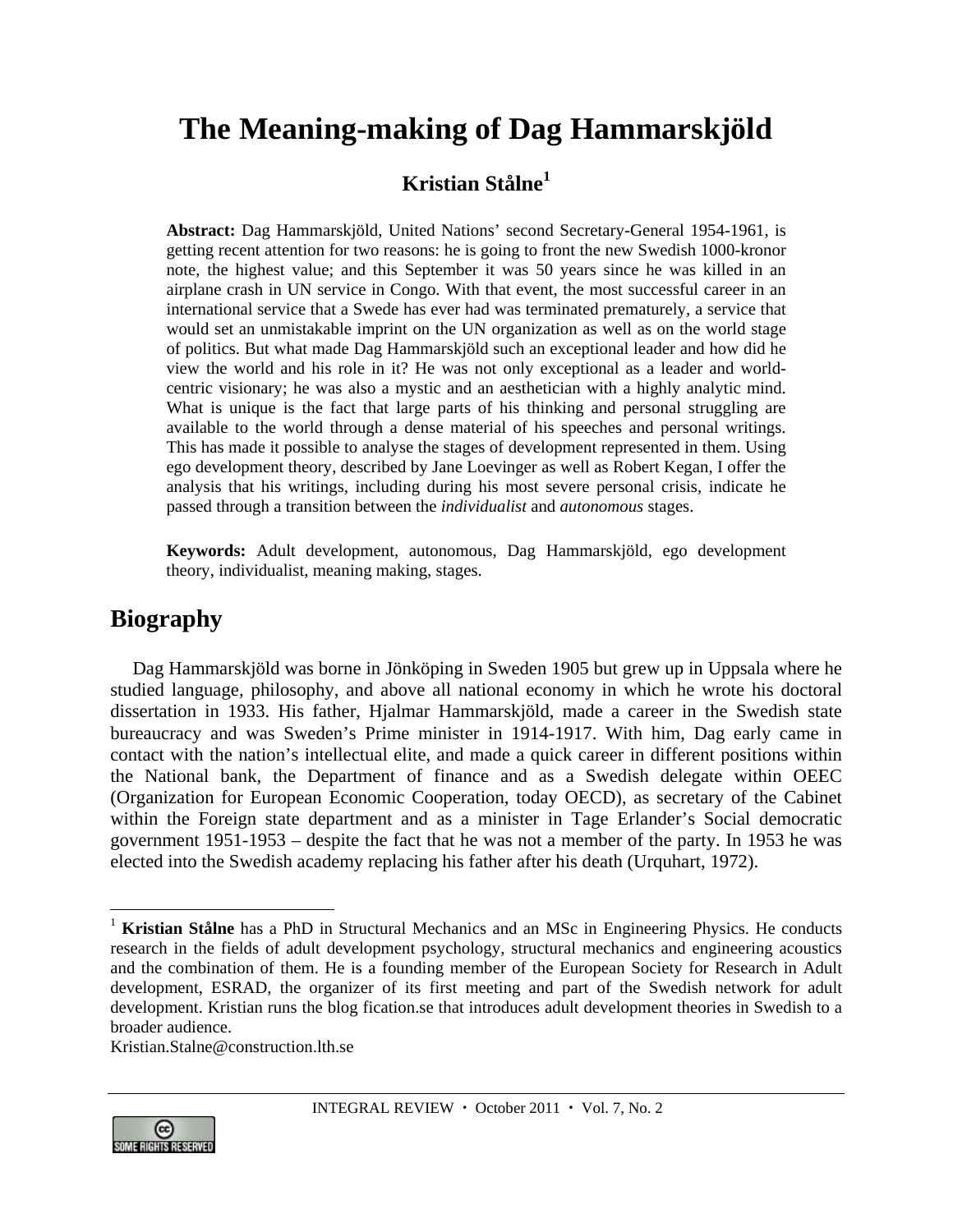# The Meaning-making of Dag Hammarskjöld

**Kristian Stålne**[1]

**Abstract:** Dag Hammarskjöld, United Nations' second Secretary-General 1954-1961, is getting recent attention for two reasons: he is going to front the new Swedish 1000-kronor note, the highest value; and this September it was 50 years since he was killed in an airplane crash in UN service in Congo. With that event, the most successful career in an international service that a Swede has ever had was terminated prematurely, a service that would set an unmistakable imprint on the UN organization as well as on the world stage of politics. But what made Dag Hammarskjöld such an exceptional leader and how did he view the world and his role in it? He was not only exceptional as a leader and world-centric visionary; he was also a mystic and an aesthetician with a highly analytic mind. What is unique is the fact that large parts of his thinking and personal struggling are available to the world through a dense material of his speeches and personal writings. This has made it possible to analyse the stages of development represented in them. Using ego development theory, described by Jane Loevinger as well as Robert Kegan, I offer the analysis that his writings, including during his most severe personal crisis, indicate he passed through a transition between the *individualist* and *autonomous* stages.

**Keywords:** Adult development, autonomous, Dag Hammarskjöld, ego development theory, individualist, meaning making, stages.

## Biography

Dag Hammarskjöld was borne in Jönköping in Sweden 1905 but grew up in Uppsala where he studied language, philosophy, and above all national economy in which he wrote his doctoral dissertation in 1933. His father, Hjalmar Hammarskjöld, made a career in the Swedish state bureaucracy and was Sweden's Prime minister in 1914-1917. With him, Dag early came in contact with the nation's intellectual elite, and made a quick career in different positions within the National bank, the Department of finance and as a Swedish delegate within OEEC (Organization for European Economic Cooperation, today OECD), as secretary of the Cabinet within the Foreign state department and as a minister in Tage Erlander's Social democratic government 1951-1953 – despite the fact that he was not a member of the party. In 1953 he was elected into the Swedish academy replacing his father after his death (Urquhart, 1972).

---

[1] **Kristian Stålne** has a PhD in Structural Mechanics and an MSc in Engineering Physics. He conducts research in the fields of adult development psychology, structural mechanics and engineering acoustics and the combination of them. He is a founding member of the European Society for Research in Adult development, ESRAD, the organizer of its first meeting and part of the Swedish network for adult development. Kristian runs the blog fication.se that introduces adult development theories in Swedish to a broader audience.
Kristian.Stalne@construction.lth.se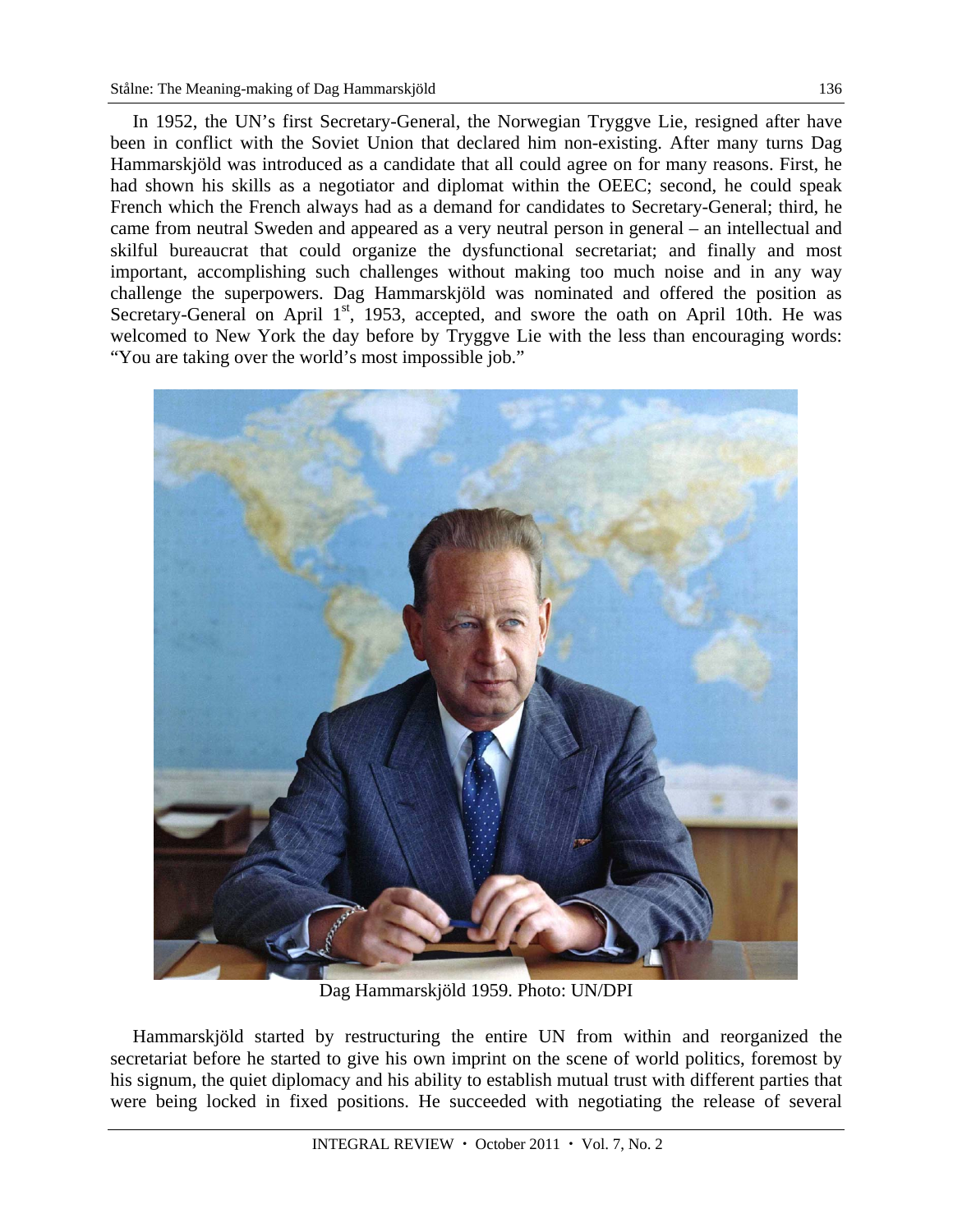In 1952, the UN's first Secretary-General, the Norwegian Tryggve Lie, resigned after have been in conflict with the Soviet Union that declared him non-existing. After many turns Dag Hammarskjöld was introduced as a candidate that all could agree on for many reasons. First, he had shown his skills as a negotiator and diplomat within the OEEC; second, he could speak French which the French always had as a demand for candidates to Secretary-General; third, he came from neutral Sweden and appeared as a very neutral person in general – an intellectual and skilful bureaucrat that could organize the dysfunctional secretariat; and finally and most important, accomplishing such challenges without making too much noise and in any way challenge the superpowers. Dag Hammarskjöld was nominated and offered the position as Secretary-General on April 1st, 1953, accepted, and swore the oath on April 10th. He was welcomed to New York the day before by Tryggve Lie with the less than encouraging words: "You are taking over the world's most impossible job."

Dag Hammarskjöld 1959. Photo: UN/DPI

Hammarskjöld started by restructuring the entire UN from within and reorganized the secretariat before he started to give his own imprint on the scene of world politics, foremost by his signum, the quiet diplomacy and his ability to establish mutual trust with different parties that were being locked in fixed positions. He succeeded with negotiating the release of several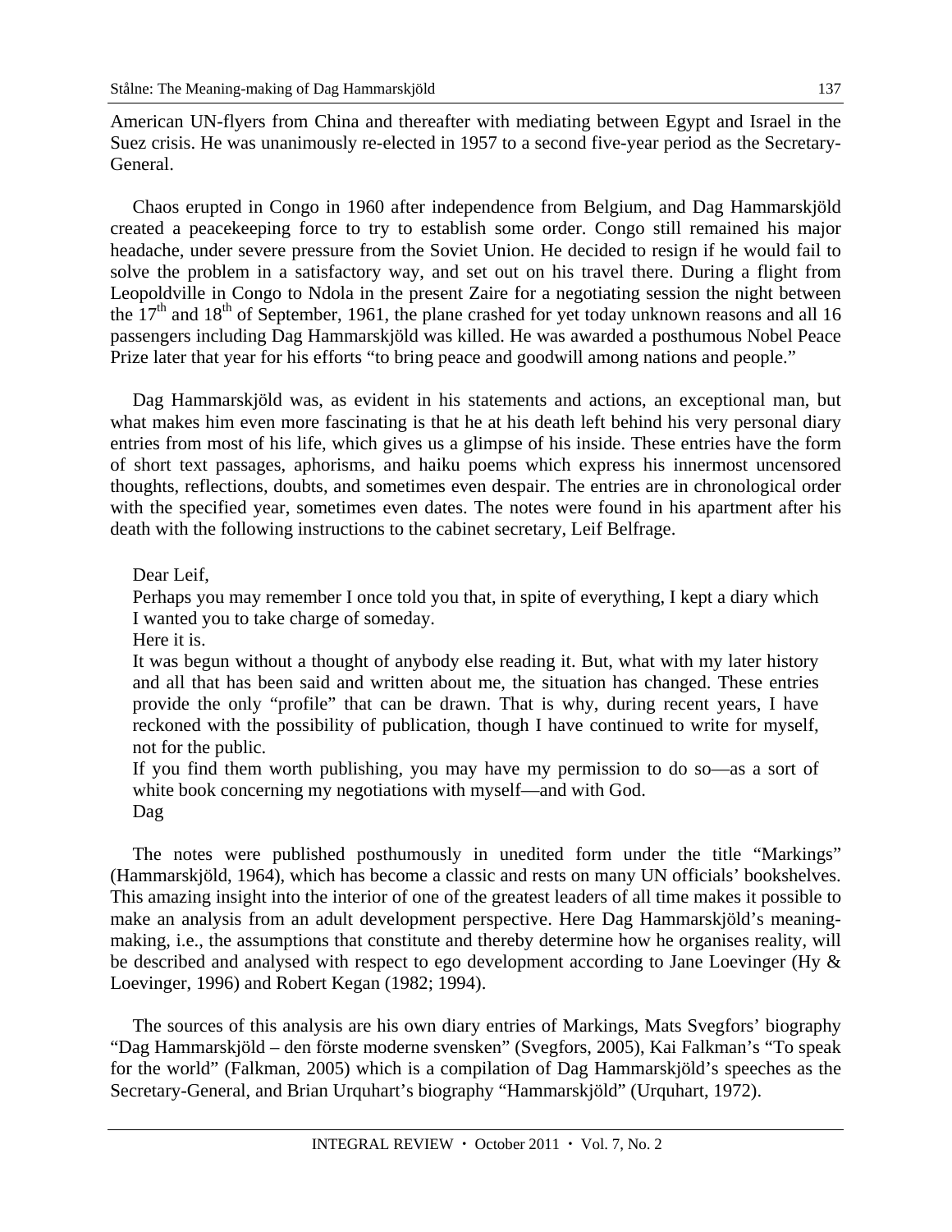American UN-flyers from China and thereafter with mediating between Egypt and Israel in the Suez crisis. He was unanimously re-elected in 1957 to a second five-year period as the Secretary-General.

Chaos erupted in Congo in 1960 after independence from Belgium, and Dag Hammarskjöld created a peacekeeping force to try to establish some order. Congo still remained his major headache, under severe pressure from the Soviet Union. He decided to resign if he would fail to solve the problem in a satisfactory way, and set out on his travel there. During a flight from Leopoldville in Congo to Ndola in the present Zaire for a negotiating session the night between the 17th and 18th of September, 1961, the plane crashed for yet today unknown reasons and all 16 passengers including Dag Hammarskjöld was killed. He was awarded a posthumous Nobel Peace Prize later that year for his efforts "to bring peace and goodwill among nations and people."

Dag Hammarskjöld was, as evident in his statements and actions, an exceptional man, but what makes him even more fascinating is that he at his death left behind his very personal diary entries from most of his life, which gives us a glimpse of his inside. These entries have the form of short text passages, aphorisms, and haiku poems which express his innermost uncensored thoughts, reflections, doubts, and sometimes even despair. The entries are in chronological order with the specified year, sometimes even dates. The notes were found in his apartment after his death with the following instructions to the cabinet secretary, Leif Belfrage.

> Dear Leif,
>
> Perhaps you may remember I once told you that, in spite of everything, I kept a diary which I wanted you to take charge of someday.
>
> Here it is.
>
> It was begun without a thought of anybody else reading it. But, what with my later history and all that has been said and written about me, the situation has changed. These entries provide the only "profile" that can be drawn. That is why, during recent years, I have reckoned with the possibility of publication, though I have continued to write for myself, not for the public.
>
> If you find them worth publishing, you may have my permission to do so—as a sort of white book concerning my negotiations with myself—and with God.
>
> Dag

The notes were published posthumously in unedited form under the title "Markings" (Hammarskjöld, 1964), which has become a classic and rests on many UN officials' bookshelves. This amazing insight into the interior of one of the greatest leaders of all time makes it possible to make an analysis from an adult development perspective. Here Dag Hammarskjöld's meaning-making, i.e., the assumptions that constitute and thereby determine how he organises reality, will be described and analysed with respect to ego development according to Jane Loevinger (Hy & Loevinger, 1996) and Robert Kegan (1982; 1994).

The sources of this analysis are his own diary entries of Markings, Mats Svegfors' biography "Dag Hammarskjöld – den förste moderne svensken" (Svegfors, 2005), Kai Falkman's "To speak for the world" (Falkman, 2005) which is a compilation of Dag Hammarskjöld's speeches as the Secretary-General, and Brian Urquhart's biography "Hammarskjöld" (Urquhart, 1972).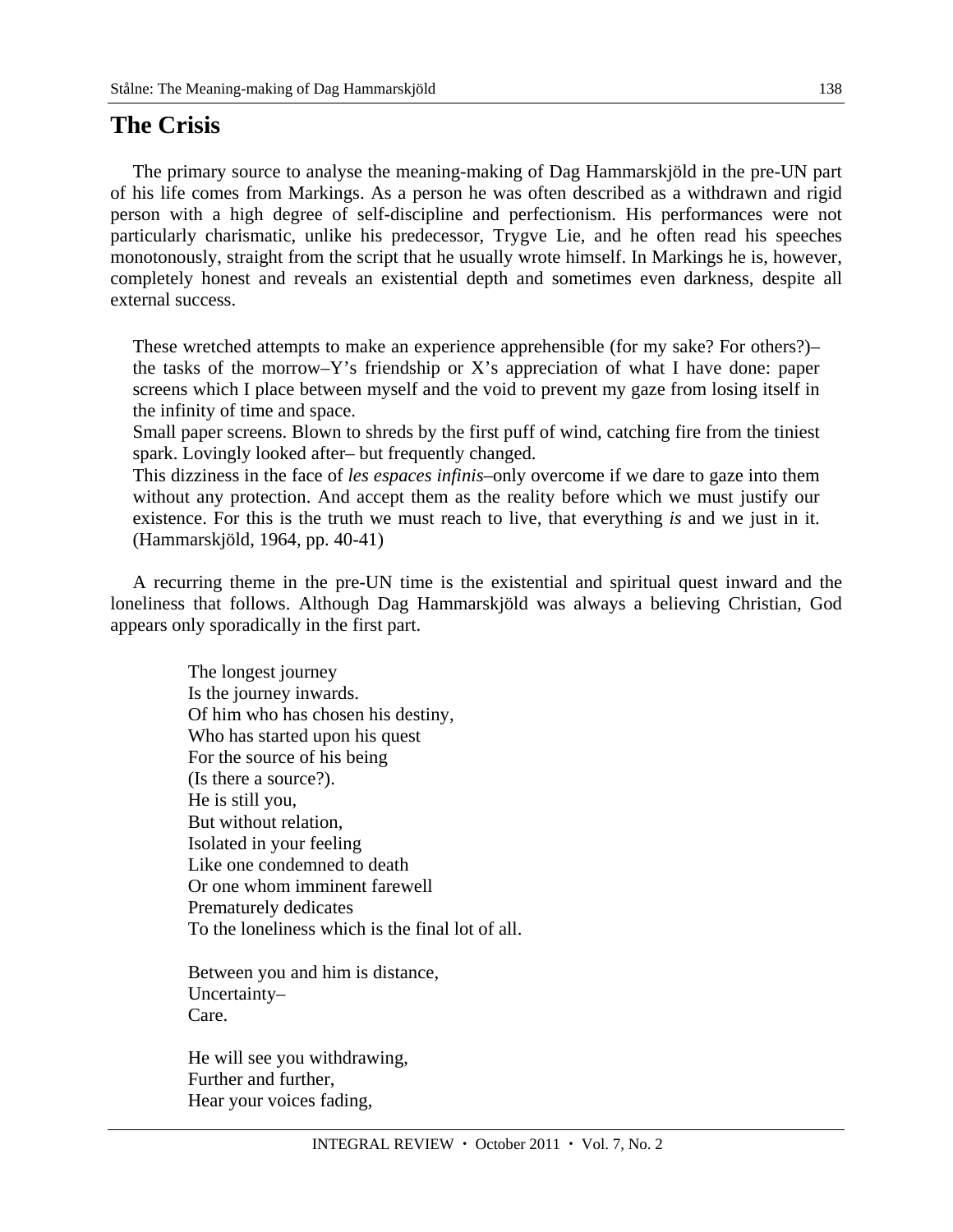## The Crisis

The primary source to analyse the meaning-making of Dag Hammarskjöld in the pre-UN part of his life comes from Markings. As a person he was often described as a withdrawn and rigid person with a high degree of self-discipline and perfectionism. His performances were not particularly charismatic, unlike his predecessor, Trygve Lie, and he often read his speeches monotonously, straight from the script that he usually wrote himself. In Markings he is, however, completely honest and reveals an existential depth and sometimes even darkness, despite all external success.

> These wretched attempts to make an experience apprehensible (for my sake? For others?)–the tasks of the morrow–Y's friendship or X's appreciation of what I have done: paper screens which I place between myself and the void to prevent my gaze from losing itself in the infinity of time and space.
> Small paper screens. Blown to shreds by the first puff of wind, catching fire from the tiniest spark. Lovingly looked after– but frequently changed.
> This dizziness in the face of *les espaces infinis*–only overcome if we dare to gaze into them without any protection. And accept them as the reality before which we must justify our existence. For this is the truth we must reach to live, that everything *is* and we just in it. (Hammarskjöld, 1964, pp. 40-41)

A recurring theme in the pre-UN time is the existential and spiritual quest inward and the loneliness that follows. Although Dag Hammarskjöld was always a believing Christian, God appears only sporadically in the first part.

> The longest journey
> Is the journey inwards.
> Of him who has chosen his destiny,
> Who has started upon his quest
> For the source of his being
> (Is there a source?).
> He is still you,
> But without relation,
> Isolated in your feeling
> Like one condemned to death
> Or one whom imminent farewell
> Prematurely dedicates
> To the loneliness which is the final lot of all.
>
> Between you and him is distance,
> Uncertainty–
> Care.
>
> He will see you withdrawing,
> Further and further,
> Hear your voices fading,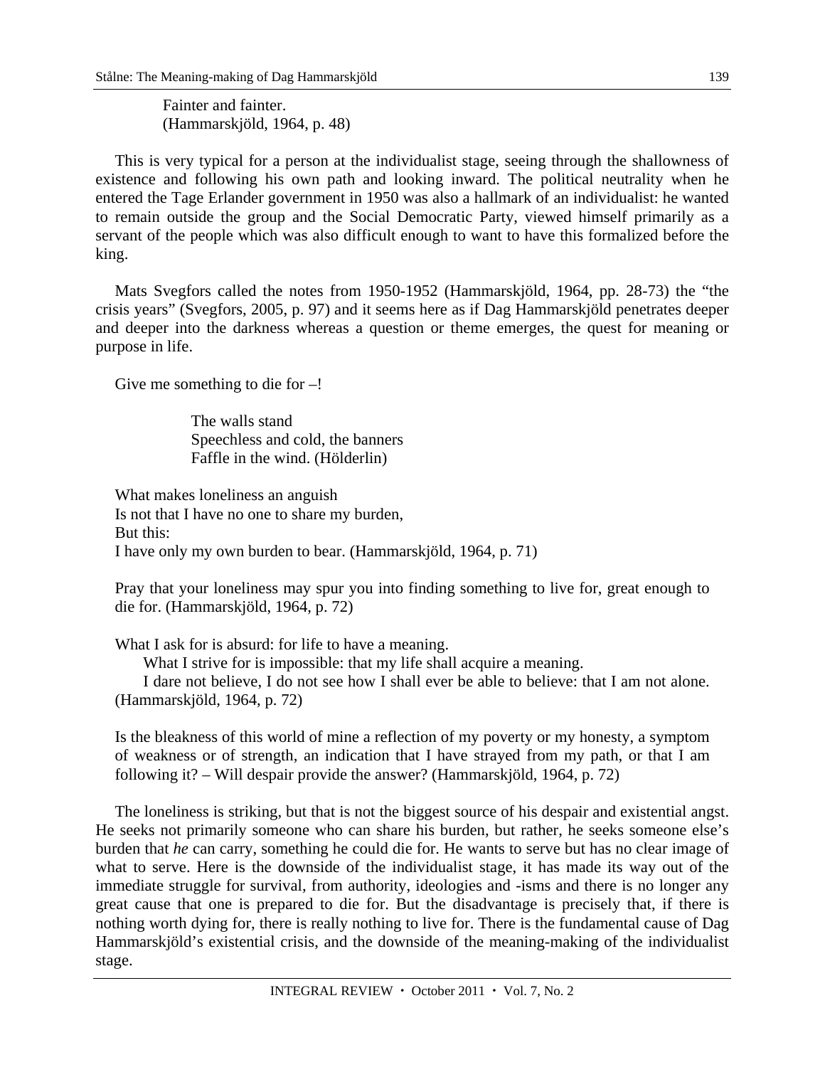Fainter and fainter.
(Hammarskjöld, 1964, p. 48)

This is very typical for a person at the individualist stage, seeing through the shallowness of existence and following his own path and looking inward. The political neutrality when he entered the Tage Erlander government in 1950 was also a hallmark of an individualist: he wanted to remain outside the group and the Social Democratic Party, viewed himself primarily as a servant of the people which was also difficult enough to want to have this formalized before the king.

Mats Svegfors called the notes from 1950-1952 (Hammarskjöld, 1964, pp. 28-73) the "the crisis years" (Svegfors, 2005, p. 97) and it seems here as if Dag Hammarskjöld penetrates deeper and deeper into the darkness whereas a question or theme emerges, the quest for meaning or purpose in life.

> Give me something to die for –!
>
> > The walls stand
> > Speechless and cold, the banners
> > Faffle in the wind. (Hölderlin)
>
> What makes loneliness an anguish
> Is not that I have no one to share my burden,
> But this:
> I have only my own burden to bear. (Hammarskjöld, 1964, p. 71)
>
> Pray that your loneliness may spur you into finding something to live for, great enough to die for. (Hammarskjöld, 1964, p. 72)
>
> What I ask for is absurd: for life to have a meaning.
> What I strive for is impossible: that my life shall acquire a meaning.
> I dare not believe, I do not see how I shall ever be able to believe: that I am not alone. (Hammarskjöld, 1964, p. 72)
>
> Is the bleakness of this world of mine a reflection of my poverty or my honesty, a symptom of weakness or of strength, an indication that I have strayed from my path, or that I am following it? – Will despair provide the answer? (Hammarskjöld, 1964, p. 72)

The loneliness is striking, but that is not the biggest source of his despair and existential angst. He seeks not primarily someone who can share his burden, but rather, he seeks someone else's burden that *he* can carry, something he could die for. He wants to serve but has no clear image of what to serve. Here is the downside of the individualist stage, it has made its way out of the immediate struggle for survival, from authority, ideologies and -isms and there is no longer any great cause that one is prepared to die for. But the disadvantage is precisely that, if there is nothing worth dying for, there is really nothing to live for. There is the fundamental cause of Dag Hammarskjöld's existential crisis, and the downside of the meaning-making of the individualist stage.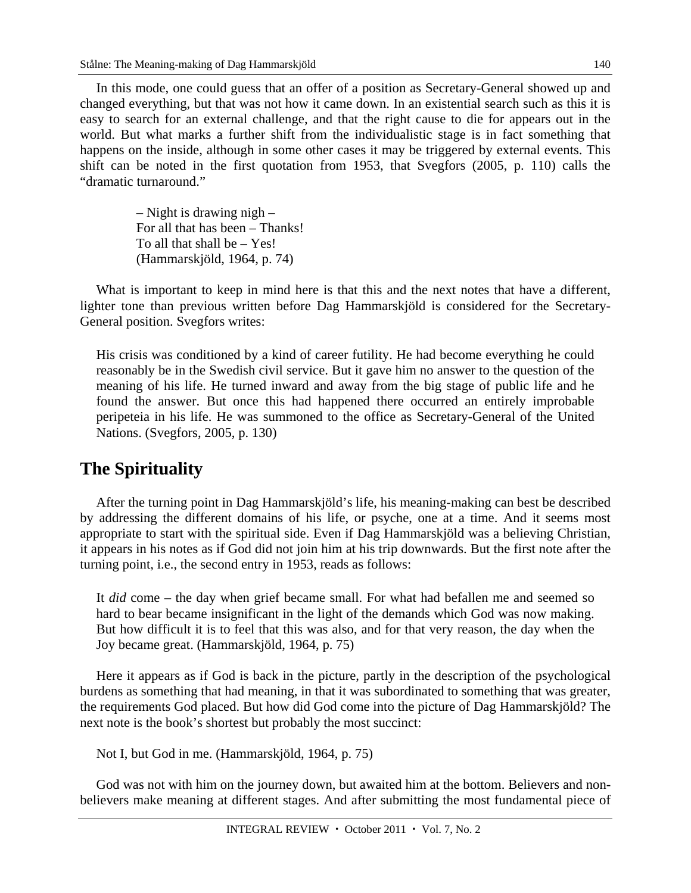In this mode, one could guess that an offer of a position as Secretary-General showed up and changed everything, but that was not how it came down. In an existential search such as this it is easy to search for an external challenge, and that the right cause to die for appears out in the world. But what marks a further shift from the individualistic stage is in fact something that happens on the inside, although in some other cases it may be triggered by external events. This shift can be noted in the first quotation from 1953, that Svegfors (2005, p. 110) calls the "dramatic turnaround."

> – Night is drawing nigh –
> For all that has been – Thanks!
> To all that shall be – Yes!
> (Hammarskjöld, 1964, p. 74)

What is important to keep in mind here is that this and the next notes that have a different, lighter tone than previous written before Dag Hammarskjöld is considered for the Secretary-General position. Svegfors writes:

> His crisis was conditioned by a kind of career futility. He had become everything he could reasonably be in the Swedish civil service. But it gave him no answer to the question of the meaning of his life. He turned inward and away from the big stage of public life and he found the answer. But once this had happened there occurred an entirely improbable peripeteia in his life. He was summoned to the office as Secretary-General of the United Nations. (Svegfors, 2005, p. 130)

## The Spirituality

After the turning point in Dag Hammarskjöld's life, his meaning-making can best be described by addressing the different domains of his life, or psyche, one at a time. And it seems most appropriate to start with the spiritual side. Even if Dag Hammarskjöld was a believing Christian, it appears in his notes as if God did not join him at his trip downwards. But the first note after the turning point, i.e., the second entry in 1953, reads as follows:

> It *did* come – the day when grief became small. For what had befallen me and seemed so hard to bear became insignificant in the light of the demands which God was now making. But how difficult it is to feel that this was also, and for that very reason, the day when the Joy became great. (Hammarskjöld, 1964, p. 75)

Here it appears as if God is back in the picture, partly in the description of the psychological burdens as something that had meaning, in that it was subordinated to something that was greater, the requirements God placed. But how did God come into the picture of Dag Hammarskjöld? The next note is the book's shortest but probably the most succinct:

> Not I, but God in me. (Hammarskjöld, 1964, p. 75)

God was not with him on the journey down, but awaited him at the bottom. Believers and non-believers make meaning at different stages. And after submitting the most fundamental piece of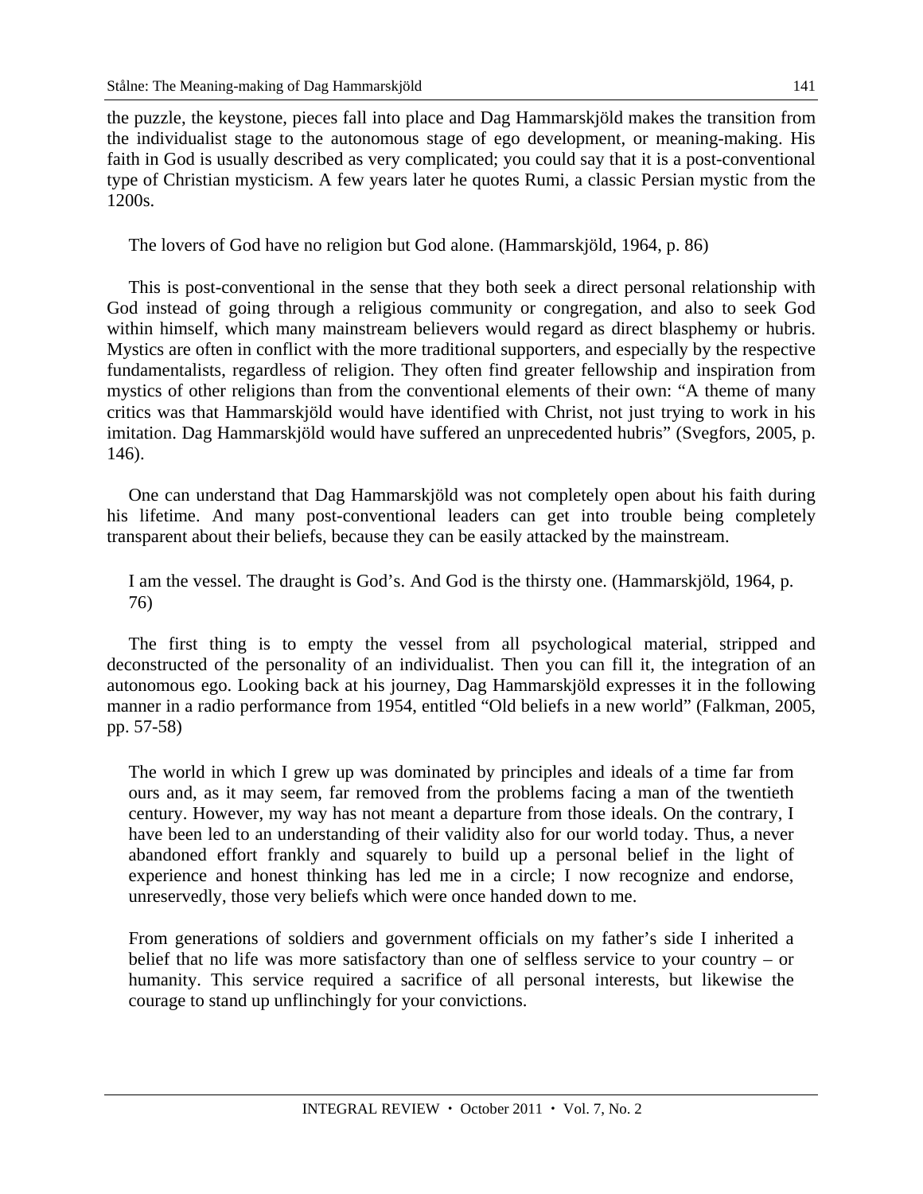the puzzle, the keystone, pieces fall into place and Dag Hammarskjöld makes the transition from the individualist stage to the autonomous stage of ego development, or meaning-making. His faith in God is usually described as very complicated; you could say that it is a post-conventional type of Christian mysticism. A few years later he quotes Rumi, a classic Persian mystic from the 1200s.

> The lovers of God have no religion but God alone. (Hammarskjöld, 1964, p. 86)

This is post-conventional in the sense that they both seek a direct personal relationship with God instead of going through a religious community or congregation, and also to seek God within himself, which many mainstream believers would regard as direct blasphemy or hubris. Mystics are often in conflict with the more traditional supporters, and especially by the respective fundamentalists, regardless of religion. They often find greater fellowship and inspiration from mystics of other religions than from the conventional elements of their own: "A theme of many critics was that Hammarskjöld would have identified with Christ, not just trying to work in his imitation. Dag Hammarskjöld would have suffered an unprecedented hubris" (Svegfors, 2005, p. 146).

One can understand that Dag Hammarskjöld was not completely open about his faith during his lifetime. And many post-conventional leaders can get into trouble being completely transparent about their beliefs, because they can be easily attacked by the mainstream.

> I am the vessel. The draught is God's. And God is the thirsty one. (Hammarskjöld, 1964, p. 76)

The first thing is to empty the vessel from all psychological material, stripped and deconstructed of the personality of an individualist. Then you can fill it, the integration of an autonomous ego. Looking back at his journey, Dag Hammarskjöld expresses it in the following manner in a radio performance from 1954, entitled "Old beliefs in a new world" (Falkman, 2005, pp. 57-58)

> The world in which I grew up was dominated by principles and ideals of a time far from ours and, as it may seem, far removed from the problems facing a man of the twentieth century. However, my way has not meant a departure from those ideals. On the contrary, I have been led to an understanding of their validity also for our world today. Thus, a never abandoned effort frankly and squarely to build up a personal belief in the light of experience and honest thinking has led me in a circle; I now recognize and endorse, unreservedly, those very beliefs which were once handed down to me.
>
> From generations of soldiers and government officials on my father's side I inherited a belief that no life was more satisfactory than one of selfless service to your country – or humanity. This service required a sacrifice of all personal interests, but likewise the courage to stand up unflinchingly for your convictions.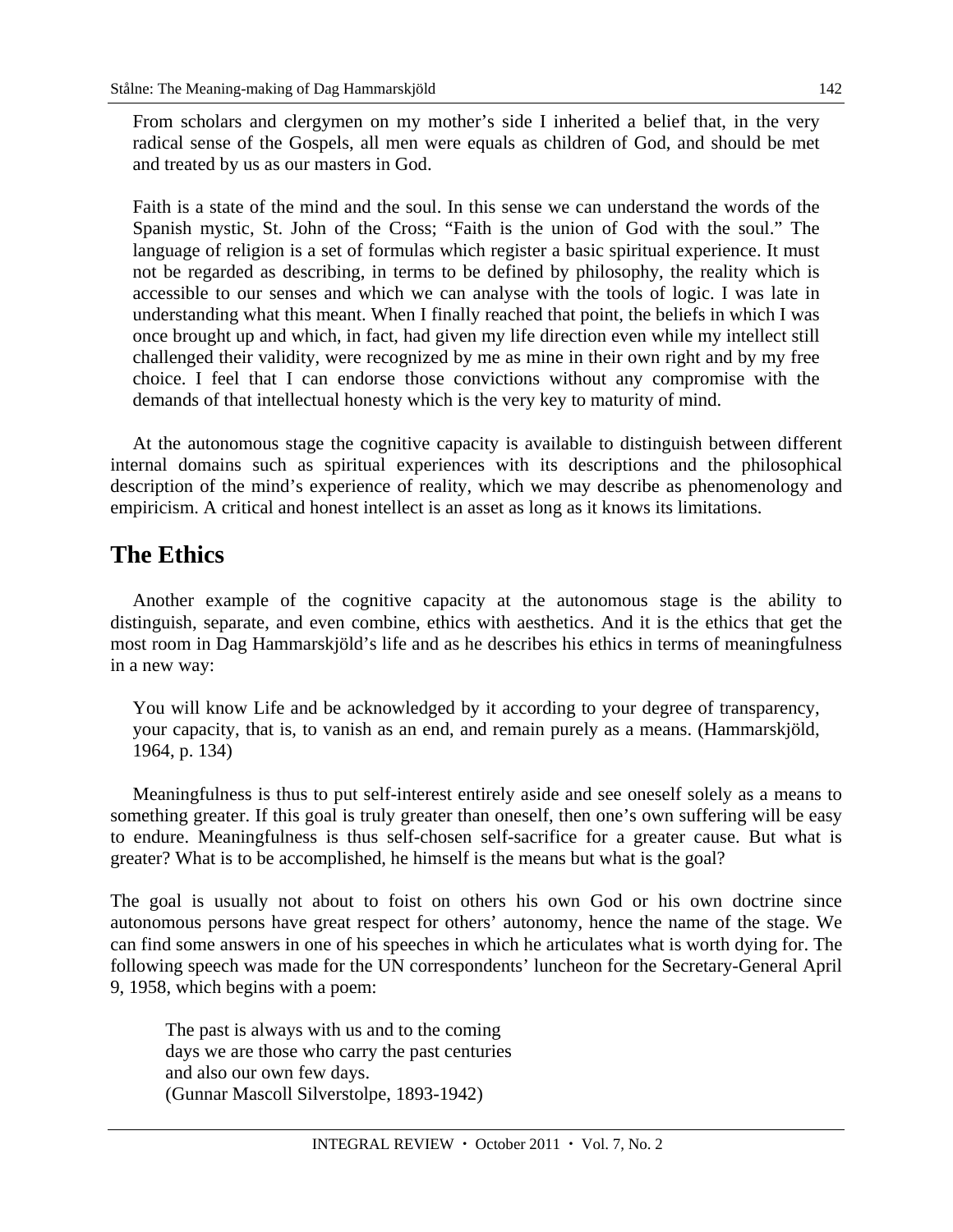> From scholars and clergymen on my mother's side I inherited a belief that, in the very radical sense of the Gospels, all men were equals as children of God, and should be met and treated by us as our masters in God.
>
> Faith is a state of the mind and the soul. In this sense we can understand the words of the Spanish mystic, St. John of the Cross; "Faith is the union of God with the soul." The language of religion is a set of formulas which register a basic spiritual experience. It must not be regarded as describing, in terms to be defined by philosophy, the reality which is accessible to our senses and which we can analyse with the tools of logic. I was late in understanding what this meant. When I finally reached that point, the beliefs in which I was once brought up and which, in fact, had given my life direction even while my intellect still challenged their validity, were recognized by me as mine in their own right and by my free choice. I feel that I can endorse those convictions without any compromise with the demands of that intellectual honesty which is the very key to maturity of mind.

At the autonomous stage the cognitive capacity is available to distinguish between different internal domains such as spiritual experiences with its descriptions and the philosophical description of the mind's experience of reality, which we may describe as phenomenology and empiricism. A critical and honest intellect is an asset as long as it knows its limitations.

## The Ethics

Another example of the cognitive capacity at the autonomous stage is the ability to distinguish, separate, and even combine, ethics with aesthetics. And it is the ethics that get the most room in Dag Hammarskjöld's life and as he describes his ethics in terms of meaningfulness in a new way:

> You will know Life and be acknowledged by it according to your degree of transparency, your capacity, that is, to vanish as an end, and remain purely as a means. (Hammarskjöld, 1964, p. 134)

Meaningfulness is thus to put self-interest entirely aside and see oneself solely as a means to something greater. If this goal is truly greater than oneself, then one's own suffering will be easy to endure. Meaningfulness is thus self-chosen self-sacrifice for a greater cause. But what is greater? What is to be accomplished, he himself is the means but what is the goal?

The goal is usually not about to foist on others his own God or his own doctrine since autonomous persons have great respect for others' autonomy, hence the name of the stage. We can find some answers in one of his speeches in which he articulates what is worth dying for. The following speech was made for the UN correspondents' luncheon for the Secretary-General April 9, 1958, which begins with a poem:

> The past is always with us and to the coming
> days we are those who carry the past centuries
> and also our own few days.
> (Gunnar Mascoll Silverstolpe, 1893-1942)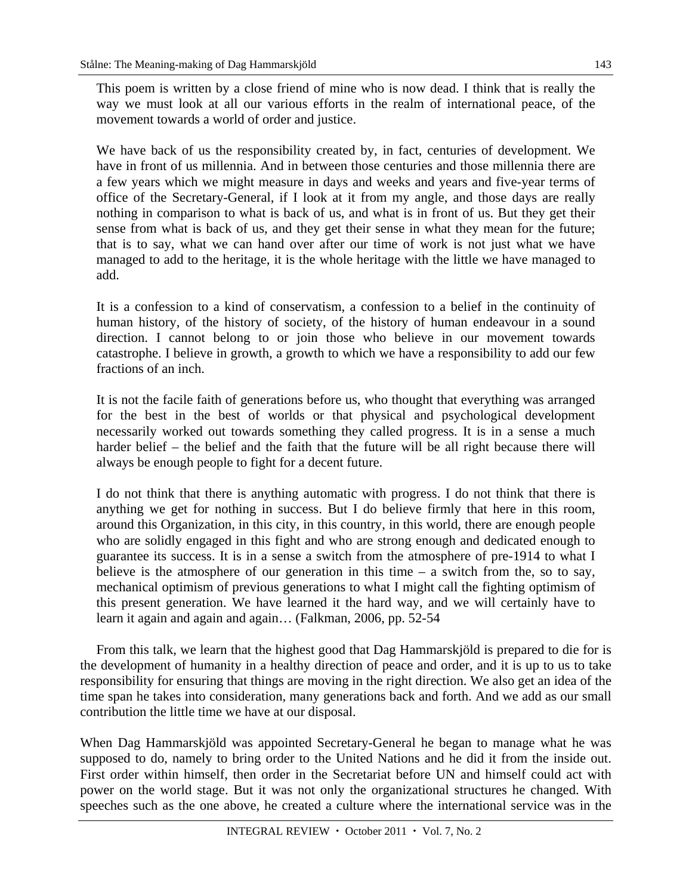> This poem is written by a close friend of mine who is now dead. I think that is really the way we must look at all our various efforts in the realm of international peace, of the movement towards a world of order and justice.
>
> We have back of us the responsibility created by, in fact, centuries of development. We have in front of us millennia. And in between those centuries and those millennia there are a few years which we might measure in days and weeks and years and five-year terms of office of the Secretary-General, if I look at it from my angle, and those days are really nothing in comparison to what is back of us, and what is in front of us. But they get their sense from what is back of us, and they get their sense in what they mean for the future; that is to say, what we can hand over after our time of work is not just what we have managed to add to the heritage, it is the whole heritage with the little we have managed to add.
>
> It is a confession to a kind of conservatism, a confession to a belief in the continuity of human history, of the history of society, of the history of human endeavour in a sound direction. I cannot belong to or join those who believe in our movement towards catastrophe. I believe in growth, a growth to which we have a responsibility to add our few fractions of an inch.
>
> It is not the facile faith of generations before us, who thought that everything was arranged for the best in the best of worlds or that physical and psychological development necessarily worked out towards something they called progress. It is in a sense a much harder belief – the belief and the faith that the future will be all right because there will always be enough people to fight for a decent future.
>
> I do not think that there is anything automatic with progress. I do not think that there is anything we get for nothing in success. But I do believe firmly that here in this room, around this Organization, in this city, in this country, in this world, there are enough people who are solidly engaged in this fight and who are strong enough and dedicated enough to guarantee its success. It is in a sense a switch from the atmosphere of pre-1914 to what I believe is the atmosphere of our generation in this time – a switch from the, so to say, mechanical optimism of previous generations to what I might call the fighting optimism of this present generation. We have learned it the hard way, and we will certainly have to learn it again and again and again… (Falkman, 2006, pp. 52-54

From this talk, we learn that the highest good that Dag Hammarskjöld is prepared to die for is the development of humanity in a healthy direction of peace and order, and it is up to us to take responsibility for ensuring that things are moving in the right direction. We also get an idea of the time span he takes into consideration, many generations back and forth. And we add as our small contribution the little time we have at our disposal.

When Dag Hammarskjöld was appointed Secretary-General he began to manage what he was supposed to do, namely to bring order to the United Nations and he did it from the inside out. First order within himself, then order in the Secretariat before UN and himself could act with power on the world stage. But it was not only the organizational structures he changed. With speeches such as the one above, he created a culture where the international service was in the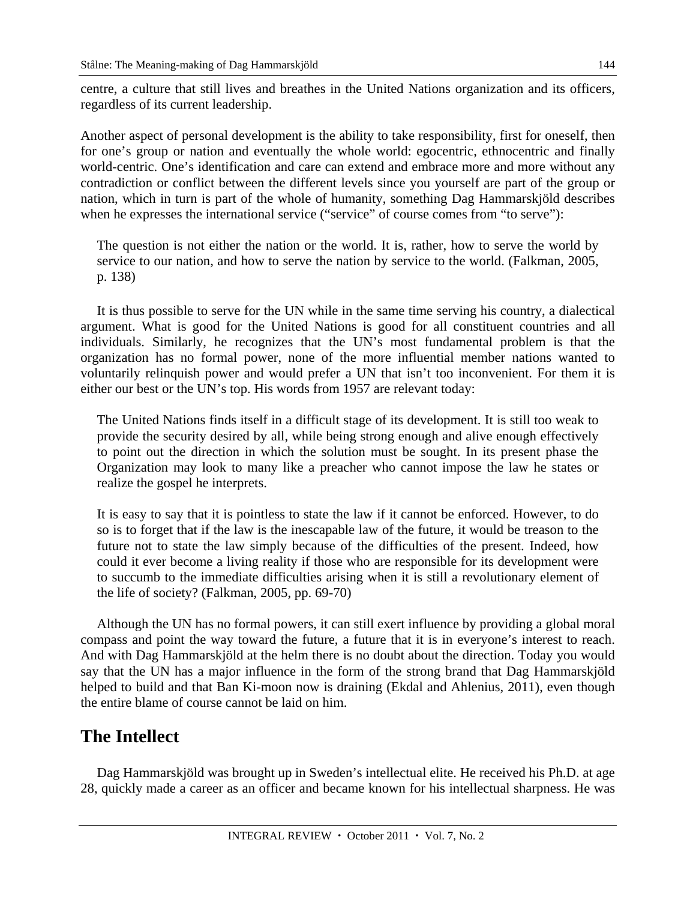centre, a culture that still lives and breathes in the United Nations organization and its officers, regardless of its current leadership.

Another aspect of personal development is the ability to take responsibility, first for oneself, then for one's group or nation and eventually the whole world: egocentric, ethnocentric and finally world-centric. One's identification and care can extend and embrace more and more without any contradiction or conflict between the different levels since you yourself are part of the group or nation, which in turn is part of the whole of humanity, something Dag Hammarskjöld describes when he expresses the international service ("service" of course comes from "to serve"):

> The question is not either the nation or the world. It is, rather, how to serve the world by service to our nation, and how to serve the nation by service to the world. (Falkman, 2005, p. 138)

It is thus possible to serve for the UN while in the same time serving his country, a dialectical argument. What is good for the United Nations is good for all constituent countries and all individuals. Similarly, he recognizes that the UN's most fundamental problem is that the organization has no formal power, none of the more influential member nations wanted to voluntarily relinquish power and would prefer a UN that isn't too inconvenient. For them it is either our best or the UN's top. His words from 1957 are relevant today:

> The United Nations finds itself in a difficult stage of its development. It is still too weak to provide the security desired by all, while being strong enough and alive enough effectively to point out the direction in which the solution must be sought. In its present phase the Organization may look to many like a preacher who cannot impose the law he states or realize the gospel he interprets.
>
> It is easy to say that it is pointless to state the law if it cannot be enforced. However, to do so is to forget that if the law is the inescapable law of the future, it would be treason to the future not to state the law simply because of the difficulties of the present. Indeed, how could it ever become a living reality if those who are responsible for its development were to succumb to the immediate difficulties arising when it is still a revolutionary element of the life of society? (Falkman, 2005, pp. 69-70)

Although the UN has no formal powers, it can still exert influence by providing a global moral compass and point the way toward the future, a future that it is in everyone's interest to reach. And with Dag Hammarskjöld at the helm there is no doubt about the direction. Today you would say that the UN has a major influence in the form of the strong brand that Dag Hammarskjöld helped to build and that Ban Ki-moon now is draining (Ekdal and Ahlenius, 2011), even though the entire blame of course cannot be laid on him.

## The Intellect

Dag Hammarskjöld was brought up in Sweden's intellectual elite. He received his Ph.D. at age 28, quickly made a career as an officer and became known for his intellectual sharpness. He was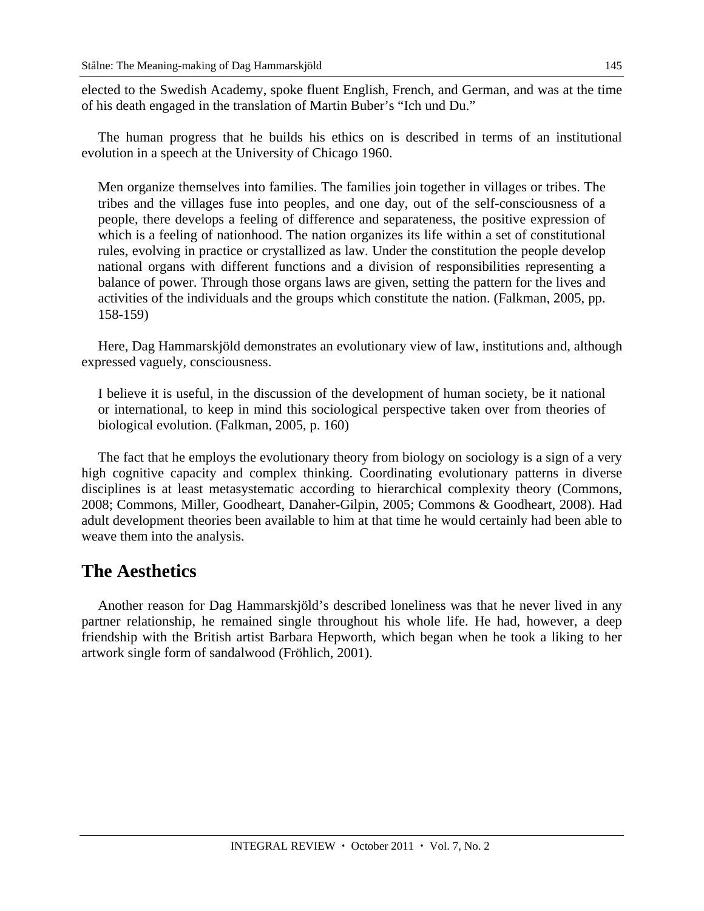elected to the Swedish Academy, spoke fluent English, French, and German, and was at the time of his death engaged in the translation of Martin Buber's "Ich und Du."

The human progress that he builds his ethics on is described in terms of an institutional evolution in a speech at the University of Chicago 1960.

> Men organize themselves into families. The families join together in villages or tribes. The tribes and the villages fuse into peoples, and one day, out of the self-consciousness of a people, there develops a feeling of difference and separateness, the positive expression of which is a feeling of nationhood. The nation organizes its life within a set of constitutional rules, evolving in practice or crystallized as law. Under the constitution the people develop national organs with different functions and a division of responsibilities representing a balance of power. Through those organs laws are given, setting the pattern for the lives and activities of the individuals and the groups which constitute the nation. (Falkman, 2005, pp. 158-159)

Here, Dag Hammarskjöld demonstrates an evolutionary view of law, institutions and, although expressed vaguely, consciousness.

> I believe it is useful, in the discussion of the development of human society, be it national or international, to keep in mind this sociological perspective taken over from theories of biological evolution. (Falkman, 2005, p. 160)

The fact that he employs the evolutionary theory from biology on sociology is a sign of a very high cognitive capacity and complex thinking. Coordinating evolutionary patterns in diverse disciplines is at least metasystematic according to hierarchical complexity theory (Commons, 2008; Commons, Miller, Goodheart, Danaher-Gilpin, 2005; Commons & Goodheart, 2008). Had adult development theories been available to him at that time he would certainly had been able to weave them into the analysis.

## The Aesthetics

Another reason for Dag Hammarskjöld's described loneliness was that he never lived in any partner relationship, he remained single throughout his whole life. He had, however, a deep friendship with the British artist Barbara Hepworth, which began when he took a liking to her artwork single form of sandalwood (Fröhlich, 2001).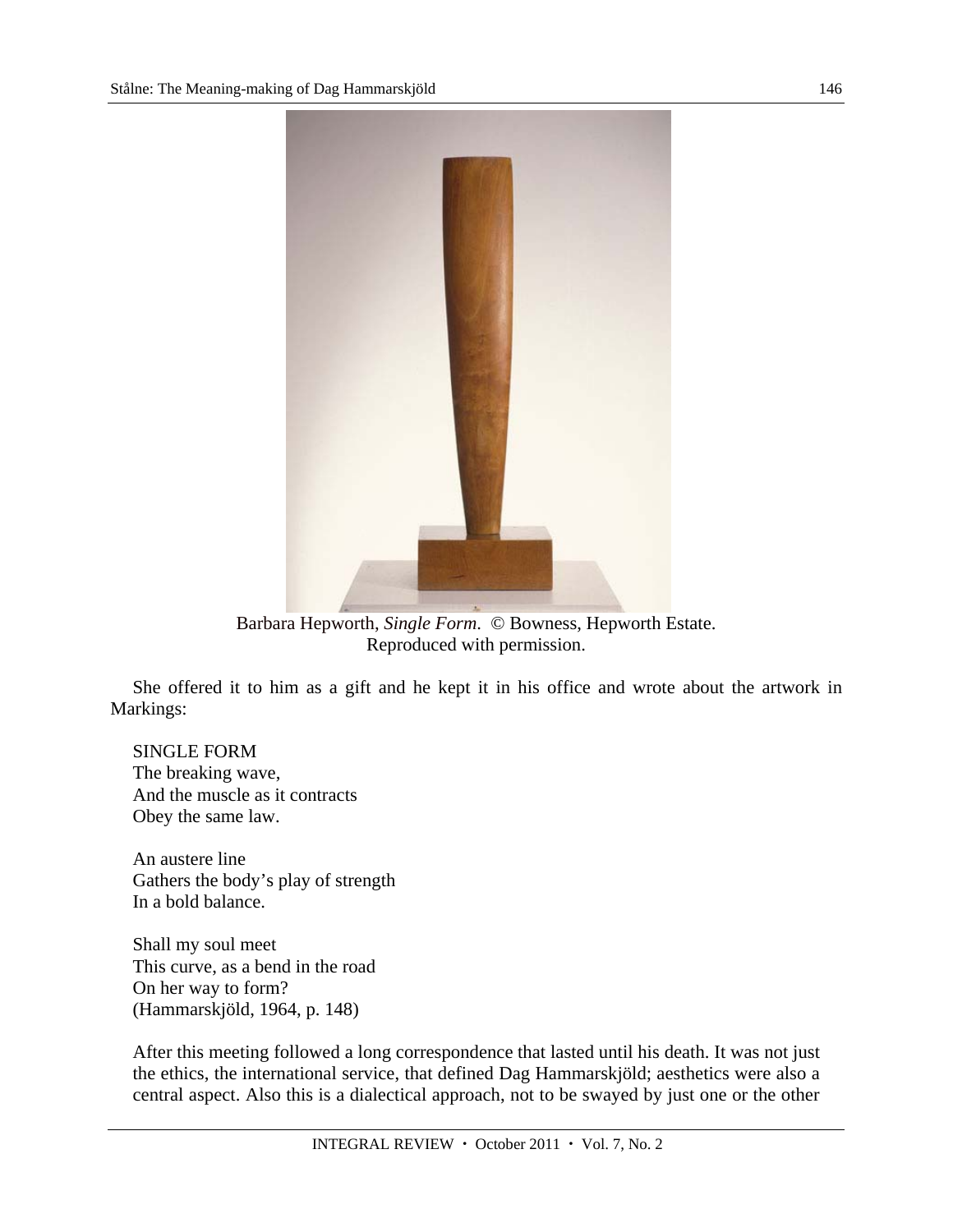Barbara Hepworth, *Single Form*. © Bowness, Hepworth Estate. Reproduced with permission.

She offered it to him as a gift and he kept it in his office and wrote about the artwork in Markings:

SINGLE FORM
The breaking wave,
And the muscle as it contracts
Obey the same law.

An austere line
Gathers the body's play of strength
In a bold balance.

Shall my soul meet
This curve, as a bend in the road
On her way to form?
(Hammarskjöld, 1964, p. 148)

After this meeting followed a long correspondence that lasted until his death. It was not just the ethics, the international service, that defined Dag Hammarskjöld; aesthetics were also a central aspect. Also this is a dialectical approach, not to be swayed by just one or the other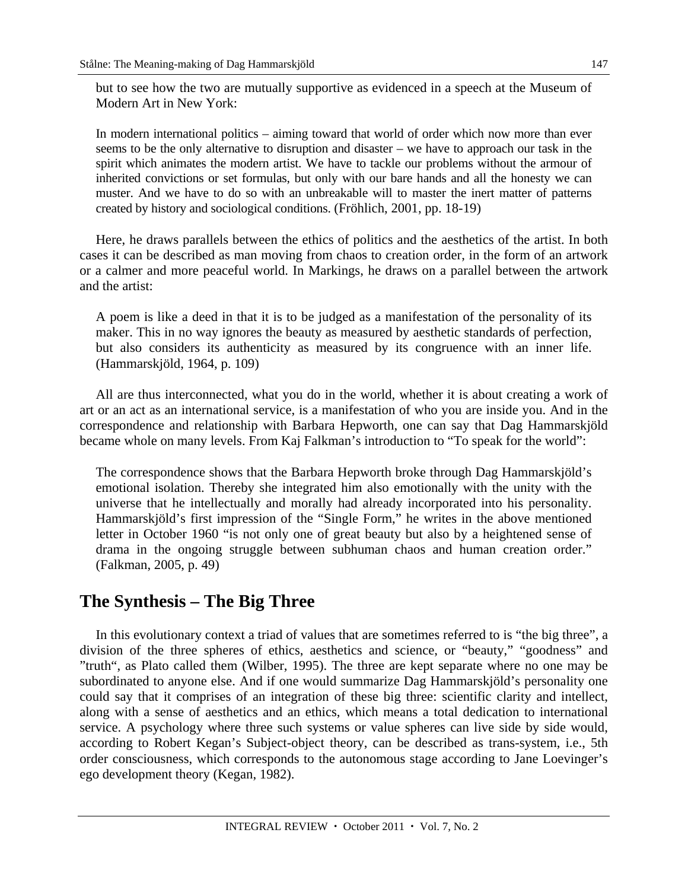but to see how the two are mutually supportive as evidenced in a speech at the Museum of Modern Art in New York:

> In modern international politics – aiming toward that world of order which now more than ever seems to be the only alternative to disruption and disaster – we have to approach our task in the spirit which animates the modern artist. We have to tackle our problems without the armour of inherited convictions or set formulas, but only with our bare hands and all the honesty we can muster. And we have to do so with an unbreakable will to master the inert matter of patterns created by history and sociological conditions. (Fröhlich, 2001, pp. 18-19)

Here, he draws parallels between the ethics of politics and the aesthetics of the artist. In both cases it can be described as man moving from chaos to creation order, in the form of an artwork or a calmer and more peaceful world. In Markings, he draws on a parallel between the artwork and the artist:

> A poem is like a deed in that it is to be judged as a manifestation of the personality of its maker. This in no way ignores the beauty as measured by aesthetic standards of perfection, but also considers its authenticity as measured by its congruence with an inner life. (Hammarskjöld, 1964, p. 109)

All are thus interconnected, what you do in the world, whether it is about creating a work of art or an act as an international service, is a manifestation of who you are inside you. And in the correspondence and relationship with Barbara Hepworth, one can say that Dag Hammarskjöld became whole on many levels. From Kaj Falkman's introduction to "To speak for the world":

> The correspondence shows that the Barbara Hepworth broke through Dag Hammarskjöld's emotional isolation. Thereby she integrated him also emotionally with the unity with the universe that he intellectually and morally had already incorporated into his personality. Hammarskjöld's first impression of the "Single Form," he writes in the above mentioned letter in October 1960 "is not only one of great beauty but also by a heightened sense of drama in the ongoing struggle between subhuman chaos and human creation order." (Falkman, 2005, p. 49)

## The Synthesis – The Big Three

In this evolutionary context a triad of values that are sometimes referred to is "the big three", a division of the three spheres of ethics, aesthetics and science, or "beauty," "goodness" and "truth", as Plato called them (Wilber, 1995). The three are kept separate where no one may be subordinated to anyone else. And if one would summarize Dag Hammarskjöld's personality one could say that it comprises of an integration of these big three: scientific clarity and intellect, along with a sense of aesthetics and an ethics, which means a total dedication to international service. A psychology where three such systems or value spheres can live side by side would, according to Robert Kegan's Subject-object theory, can be described as trans-system, i.e., 5th order consciousness, which corresponds to the autonomous stage according to Jane Loevinger's ego development theory (Kegan, 1982).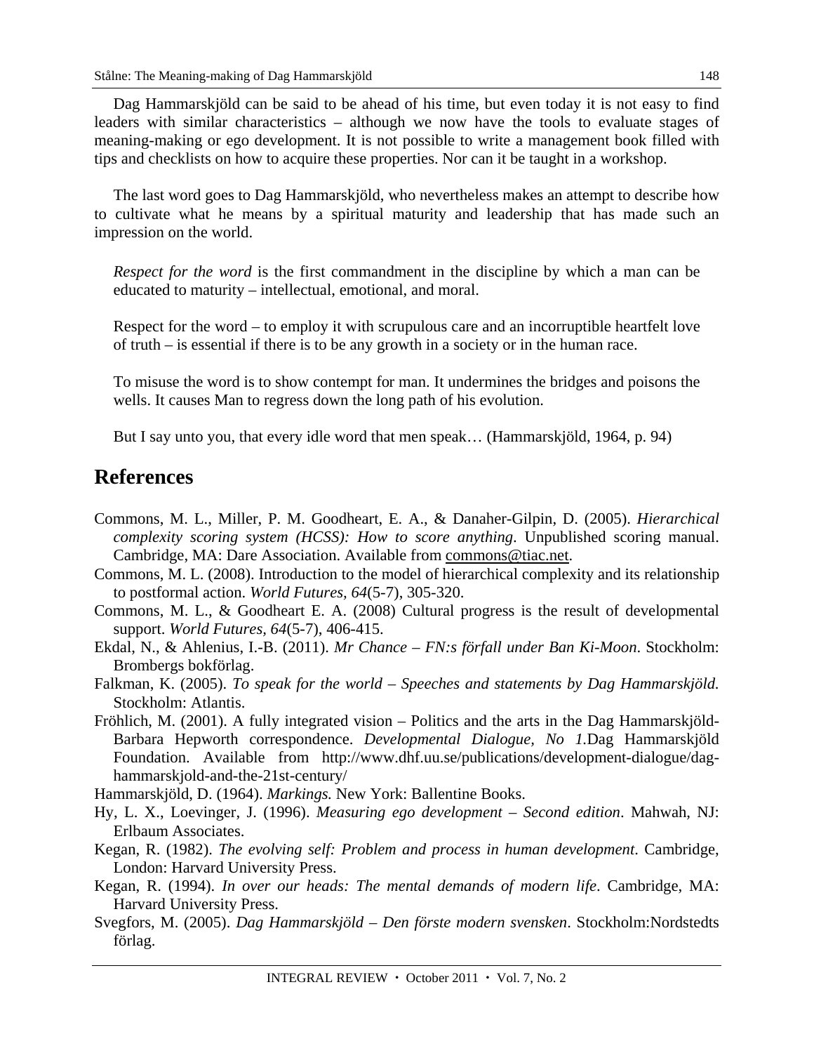Dag Hammarskjöld can be said to be ahead of his time, but even today it is not easy to find leaders with similar characteristics – although we now have the tools to evaluate stages of meaning-making or ego development. It is not possible to write a management book filled with tips and checklists on how to acquire these properties. Nor can it be taught in a workshop.

The last word goes to Dag Hammarskjöld, who nevertheless makes an attempt to describe how to cultivate what he means by a spiritual maturity and leadership that has made such an impression on the world.

> *Respect for the word* is the first commandment in the discipline by which a man can be educated to maturity – intellectual, emotional, and moral.
>
> Respect for the word – to employ it with scrupulous care and an incorruptible heartfelt love of truth – is essential if there is to be any growth in a society or in the human race.
>
> To misuse the word is to show contempt for man. It undermines the bridges and poisons the wells. It causes Man to regress down the long path of his evolution.
>
> But I say unto you, that every idle word that men speak… (Hammarskjöld, 1964, p. 94)

## References

Commons, M. L., Miller, P. M. Goodheart, E. A., & Danaher-Gilpin, D. (2005). *Hierarchical complexity scoring system (HCSS): How to score anything*. Unpublished scoring manual. Cambridge, MA: Dare Association. Available from commons@tiac.net.

Commons, M. L. (2008). Introduction to the model of hierarchical complexity and its relationship to postformal action. *World Futures, 64*(5-7), 305-320.

Commons, M. L., & Goodheart E. A. (2008) Cultural progress is the result of developmental support. *World Futures, 64*(5-7), 406-415.

Ekdal, N., & Ahlenius, I.-B. (2011). *Mr Chance – FN:s förfall under Ban Ki-Moon*. Stockholm: Brombergs bokförlag.

Falkman, K. (2005). *To speak for the world – Speeches and statements by Dag Hammarskjöld.* Stockholm: Atlantis.

Fröhlich, M. (2001). A fully integrated vision – Politics and the arts in the Dag Hammarskjöld-Barbara Hepworth correspondence. *Developmental Dialogue, No 1.*Dag Hammarskjöld Foundation. Available from http://www.dhf.uu.se/publications/development-dialogue/dag-hammarskjold-and-the-21st-century/

Hammarskjöld, D. (1964). *Markings.* New York: Ballentine Books.

Hy, L. X., Loevinger, J. (1996). *Measuring ego development – Second edition*. Mahwah, NJ: Erlbaum Associates.

Kegan, R. (1982). *The evolving self: Problem and process in human development*. Cambridge, London: Harvard University Press.

Kegan, R. (1994). *In over our heads: The mental demands of modern life*. Cambridge, MA: Harvard University Press.

Svegfors, M. (2005). *Dag Hammarskjöld – Den förste modern svensken*. Stockholm:Nordstedts förlag.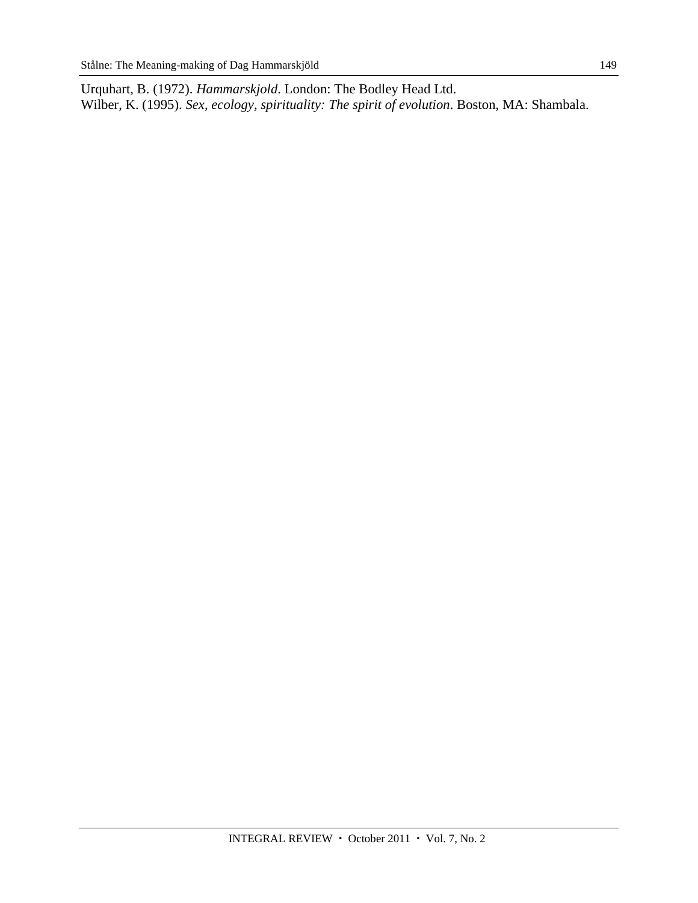Urquhart, B. (1972). *Hammarskjold*. London: The Bodley Head Ltd.

Wilber, K. (1995). *Sex, ecology, spirituality: The spirit of evolution*. Boston, MA: Shambala.